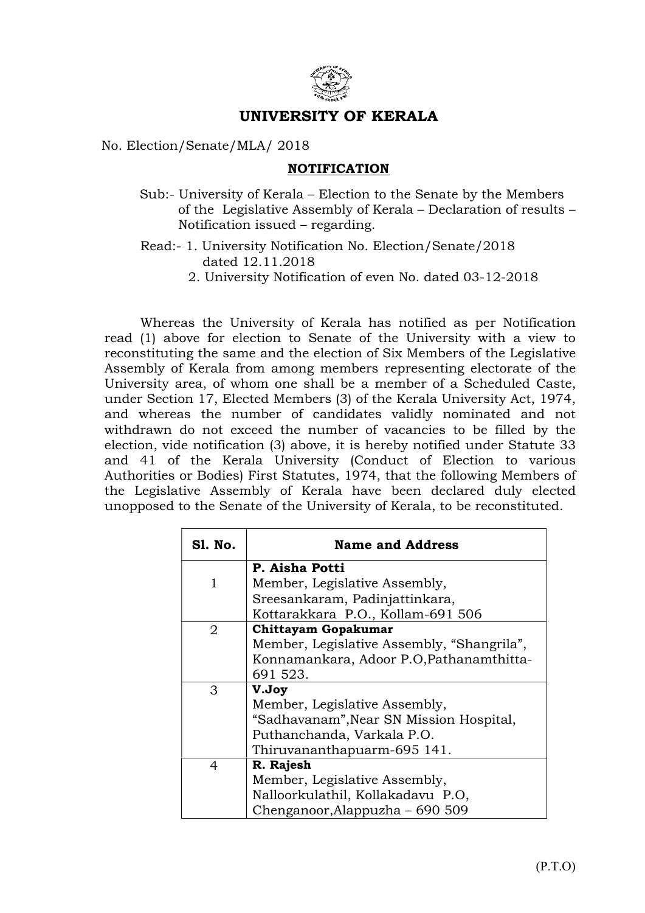# UNIVERSITY OF KERALA

No. Election/Senate/MLA/ 2018

## NOTIFICATION

Sub:- University of Kerala – Election to the Senate by the Members of the Legislative Assembly of Kerala – Declaration of results – Notification issued – regarding.

Read:- 1. University Notification No. Election/Senate/2018 dated 12.11.2018
2. University Notification of even No. dated 03-12-2018

Whereas the University of Kerala has notified as per Notification read (1) above for election to Senate of the University with a view to reconstituting the same and the election of Six Members of the Legislative Assembly of Kerala from among members representing electorate of the University area, of whom one shall be a member of a Scheduled Caste, under Section 17, Elected Members (3) of the Kerala University Act, 1974, and whereas the number of candidates validly nominated and not withdrawn do not exceed the number of vacancies to be filled by the election, vide notification (3) above, it is hereby notified under Statute 33 and 41 of the Kerala University (Conduct of Election to various Authorities or Bodies) First Statutes, 1974, that the following Members of the Legislative Assembly of Kerala have been declared duly elected unopposed to the Senate of the University of Kerala, to be reconstituted.

| Sl. No. | Name and Address |
|---|---|
| 1 | **P. Aisha Potti**<br>Member, Legislative Assembly,<br>Sreesankaram, Padinjattinkara,<br>Kottarakkara P.O., Kollam-691 506 |
| 2 | **Chittayam Gopakumar**<br>Member, Legislative Assembly, "Shangrila",<br>Konnamankara, Adoor P.O,Pathanamthitta-691 523. |
| 3 | **V.Joy**<br>Member, Legislative Assembly,<br>"Sadhavanam",Near SN Mission Hospital,<br>Puthanchanda, Varkala P.O.<br>Thiruvananthapuarm-695 141. |
| 4 | **R. Rajesh**<br>Member, Legislative Assembly,<br>Nalloorkulathil, Kollakadavu P.O,<br>Chenganoor,Alappuzha – 690 509 |

(P.T.O)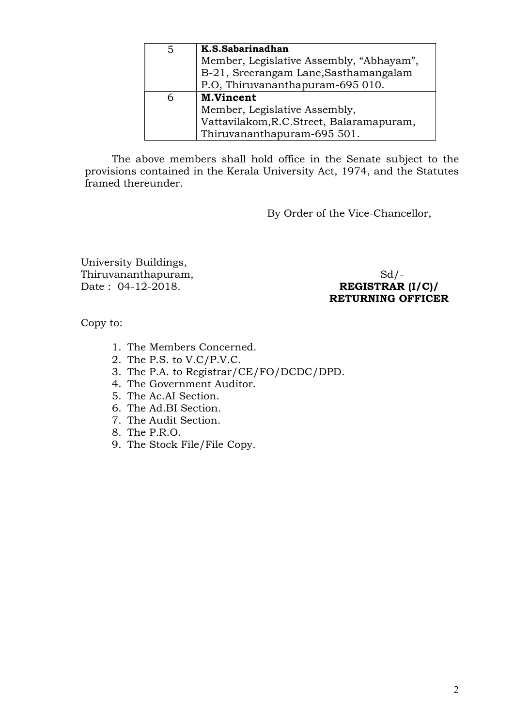| | |
|---|---|
| 5 | **K.S.Sabarinadhan**<br>Member, Legislative Assembly, "Abhayam",<br>B-21, Sreerangam Lane,Sasthamangalam<br>P.O, Thiruvananthapuram-695 010. |
| 6 | **M.Vincent**<br>Member, Legislative Assembly,<br>Vattavilakom,R.C.Street, Balaramapuram,<br>Thiruvananthapuram-695 501. |

The above members shall hold office in the Senate subject to the provisions contained in the Kerala University Act, 1974, and the Statutes framed thereunder.

By Order of the Vice-Chancellor,

University Buildings,
Thiruvananthapuram,
Date : 04-12-2018.

Sd/-
**REGISTRAR (I/C)/**
**RETURNING OFFICER**

Copy to:

1. The Members Concerned.
2. The P.S. to V.C/P.V.C.
3. The P.A. to Registrar/CE/FO/DCDC/DPD.
4. The Government Auditor.
5. The Ac.AI Section.
6. The Ad.BI Section.
7. The Audit Section.
8. The P.R.O.
9. The Stock File/File Copy.